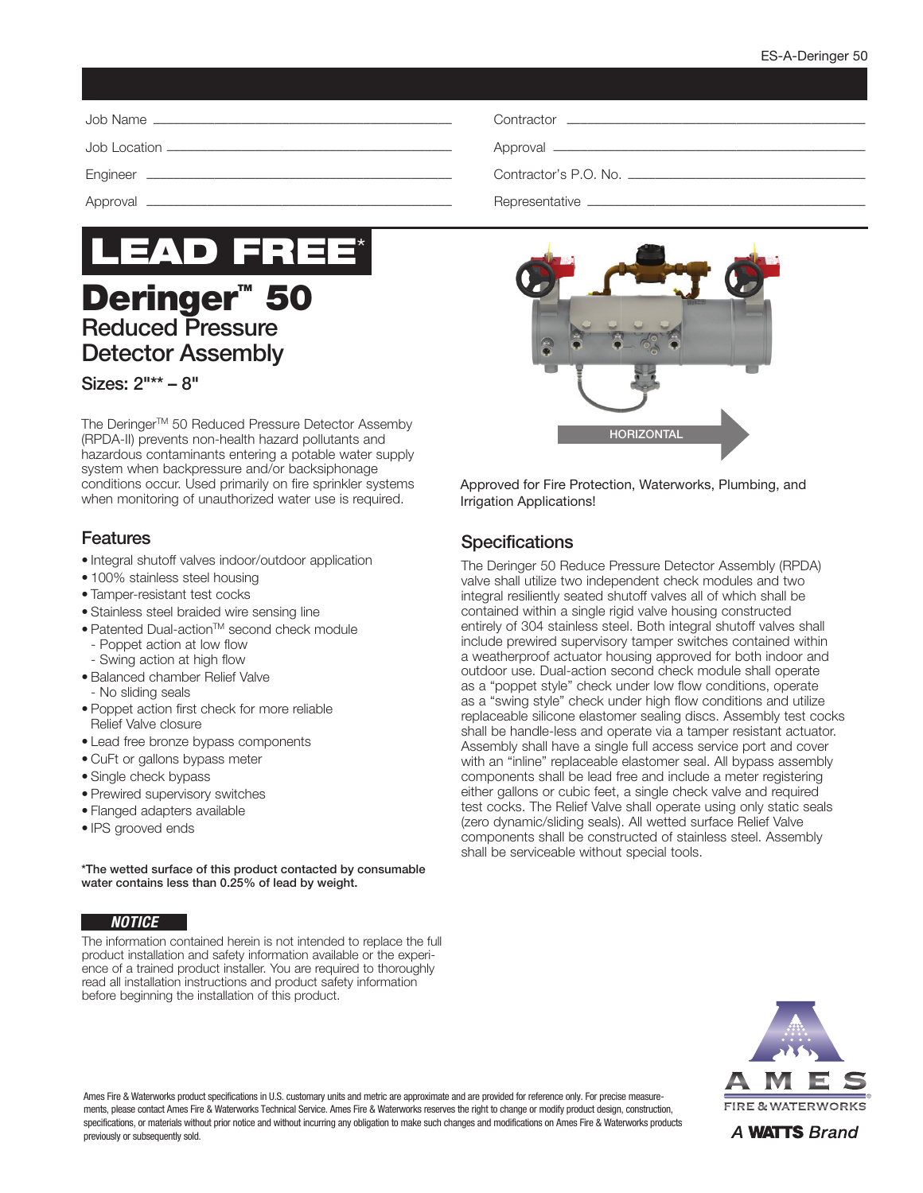| Job Name | | Contractor | |
|---|---|---|---|
| Job Location | | Approval | |
| Engineer | | Contractor's P.O. No. | |
| Approval | | Representative | |

# LEAD FREE*

# Deringer™ 50

## Reduced Pressure Detector Assembly

**Sizes: 2"** – 8"**

The Deringer™ 50 Reduced Pressure Detector Assemby (RPDA-II) prevents non-health hazard pollutants and hazardous contaminants entering a potable water supply system when backpressure and/or backsiphonage conditions occur. Used primarily on fire sprinkler systems when monitoring of unauthorized water use is required.

HORIZONTAL

Approved for Fire Protection, Waterworks, Plumbing, and Irrigation Applications!

## Features

- Integral shutoff valves indoor/outdoor application
- 100% stainless steel housing
- Tamper-resistant test cocks
- Stainless steel braided wire sensing line
- Patented Dual-action™ second check module
  - Poppet action at low flow
  - Swing action at high flow
- Balanced chamber Relief Valve
  - No sliding seals
- Poppet action first check for more reliable Relief Valve closure
- Lead free bronze bypass components
- CuFt or gallons bypass meter
- Single check bypass
- Prewired supervisory switches
- Flanged adapters available
- IPS grooved ends

**\*The wetted surface of this product contacted by consumable water contains less than 0.25% of lead by weight.**

***NOTICE***

The information contained herein is not intended to replace the full product installation and safety information available or the experience of a trained product installer. You are required to thoroughly read all installation instructions and product safety information before beginning the installation of this product.

## Specifications

The Deringer 50 Reduce Pressure Detector Assembly (RPDA) valve shall utilize two independent check modules and two integral resiliently seated shutoff valves all of which shall be contained within a single rigid valve housing constructed entirely of 304 stainless steel. Both integral shutoff valves shall include prewired supervisory tamper switches contained within a weatherproof actuator housing approved for both indoor and outdoor use. Dual-action second check module shall operate as a "poppet style" check under low flow conditions, operate as a "swing style" check under high flow conditions and utilize replaceable silicone elastomer sealing discs. Assembly test cocks shall be handle-less and operate via a tamper resistant actuator. Assembly shall have a single full access service port and cover with an "inline" replaceable elastomer seal. All bypass assembly components shall be lead free and include a meter registering either gallons or cubic feet, a single check valve and required test cocks. The Relief Valve shall operate using only static seals (zero dynamic/sliding seals). All wetted surface Relief Valve components shall be constructed of stainless steel. Assembly shall be serviceable without special tools.

Ames Fire & Waterworks product specifications in U.S. customary units and metric are approximate and are provided for reference only. For precise measurements, please contact Ames Fire & Waterworks Technical Service. Ames Fire & Waterworks reserves the right to change or modify product design, construction, specifications, or materials without prior notice and without incurring any obligation to make such changes and modifications on Ames Fire & Waterworks products previously or subsequently sold.

AMES FIRE & WATERWORKS
A WATTS Brand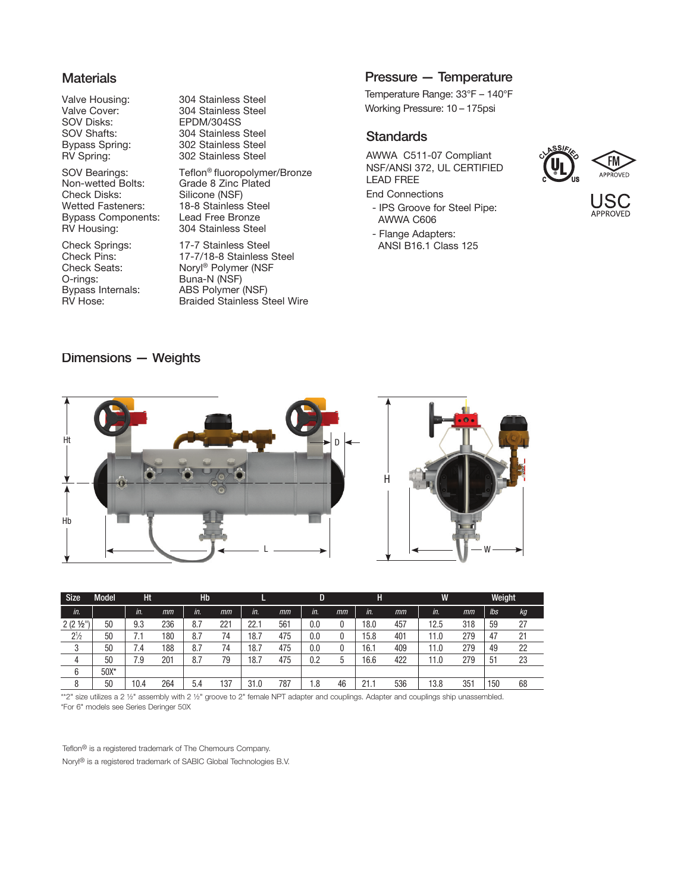## Materials

| | |
|---|---|
| Valve Housing: | 304 Stainless Steel |
| Valve Cover: | 304 Stainless Steel |
| SOV Disks: | EPDM/304SS |
| SOV Shafts: | 304 Stainless Steel |
| Bypass Spring: | 302 Stainless Steel |
| RV Spring: | 302 Stainless Steel |
| SOV Bearings: | Teflon® fluoropolymer/Bronze |
| Non-wetted Bolts: | Grade 8 Zinc Plated |
| Check Disks: | Silicone (NSF) |
| Wetted Fasteners: | 18-8 Stainless Steel |
| Bypass Components: | Lead Free Bronze |
| RV Housing: | 304 Stainless Steel |
| Check Springs: | 17-7 Stainless Steel |
| Check Pins: | 17-7/18-8 Stainless Steel |
| Check Seats: | Noryl® Polymer (NSF |
| O-rings: | Buna-N (NSF) |
| Bypass Internals: | ABS Polymer (NSF) |
| RV Hose: | Braided Stainless Steel Wire |

## Pressure — Temperature

Temperature Range: 33°F – 140°F

Working Pressure: 10 – 175psi

## Standards

AWWA C511-07 Compliant

NSF/ANSI 372, UL CERTIFIED

LEAD FREE

End Connections

- IPS Groove for Steel Pipe: AWWA C606
- Flange Adapters: ANSI B16.1 Class 125

CLASSIFIED UL C US

FM APPROVED

USC APPROVED

## Dimensions — Weights

| Size | Model | Ht | | Hb | | L | | D | | H | | W | | Weight | |
|---|---|---|---|---|---|---|---|---|---|---|---|---|---|---|---|
| *in.* | | *in.* | *mm* | *in.* | *mm* | *in.* | *mm* | *in.* | *mm* | *in.* | *mm* | *in.* | *mm* | *lbs* | *kg* |
| 2 (2 ½") | 50 | 9.3 | 236 | 8.7 | 221 | 22.1 | 561 | 0.0 | 0 | 18.0 | 457 | 12.5 | 318 | 59 | 27 |
| 2½ | 50 | 7.1 | 180 | 8.7 | 74 | 18.7 | 475 | 0.0 | 0 | 15.8 | 401 | 11.0 | 279 | 47 | 21 |
| 3 | 50 | 7.4 | 188 | 8.7 | 74 | 18.7 | 475 | 0.0 | 0 | 16.1 | 409 | 11.0 | 279 | 49 | 22 |
| 4 | 50 | 7.9 | 201 | 8.7 | 79 | 18.7 | 475 | 0.2 | 5 | 16.6 | 422 | 11.0 | 279 | 51 | 23 |
| 6 | 50X* | | | | | | | | | | | | | | |
| 8 | 50 | 10.4 | 264 | 5.4 | 137 | 31.0 | 787 | 1.8 | 46 | 21.1 | 536 | 13.8 | 351 | 150 | 68 |

**2" size utilizes a 2 ½" assembly with 2 ½" groove to 2" female NPT adapter and couplings. Adapter and couplings ship unassembled.

*For 6" models see Series Deringer 50X

Teflon® is a registered trademark of The Chemours Company.

Noryl® is a registered trademark of SABIC Global Technologies B.V.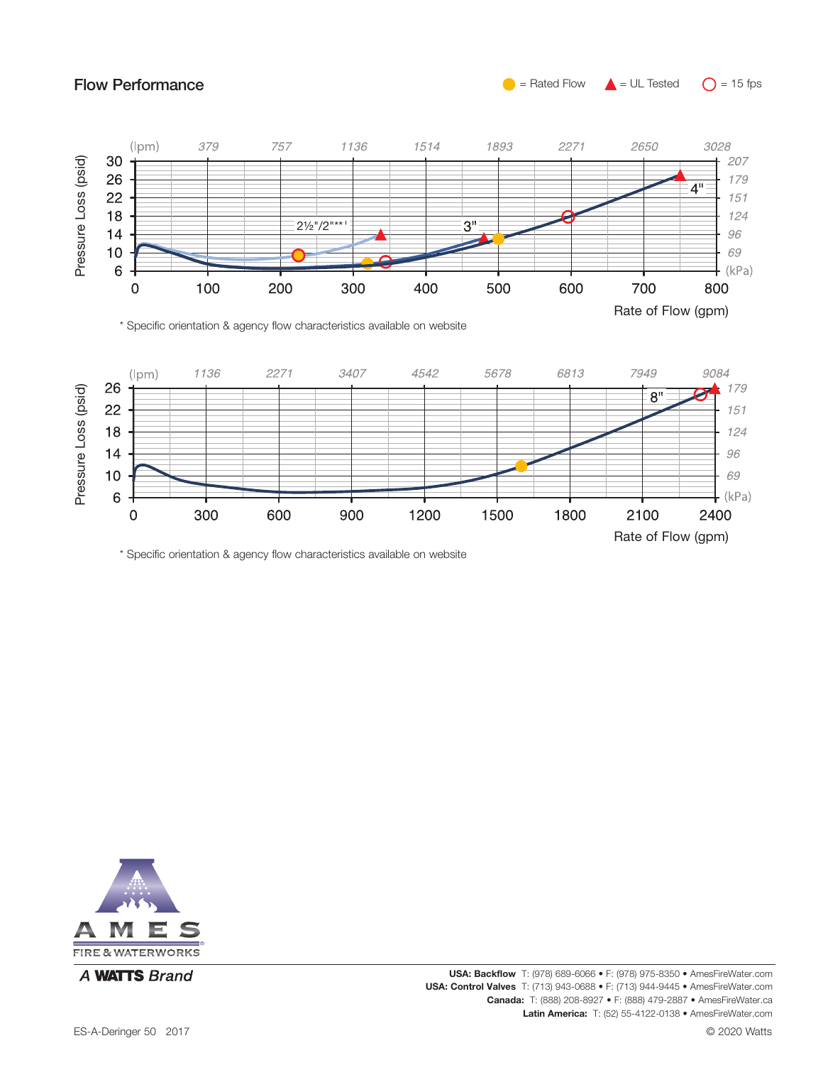## Flow Performance

= Rated Flow = UL Tested = 15 fps

(lpm) 379 757 1136 1514 1893 2271 2650 3028

Pressure Loss (psid) 30 26 22 18 14 10 6

207 179 151 124 96 69 (kPa)

2½"/2"** 3" 4"

0 100 200 300 400 500 600 700 800

Rate of Flow (gpm)

* Specific orientation & agency flow characteristics available on website

(lpm) 1136 2271 3407 4542 5678 6813 7949 9084

Pressure Loss (psid) 26 22 18 14 10 6

179 151 124 96 69 (kPa)

8"

0 300 600 900 1200 1500 1800 2100 2400

Rate of Flow (gpm)

* Specific orientation & agency flow characteristics available on website

AMES FIRE & WATERWORKS

*A* **WATTS** *Brand*

**USA: Backflow** T: (978) 689-6066 • F: (978) 975-8350 • AmesFireWater.com
**USA: Control Valves** T: (713) 943-0688 • F: (713) 944-9445 • AmesFireWater.com
**Canada:** T: (888) 208-8927 • F: (888) 479-2887 • AmesFireWater.ca
**Latin America:** T: (52) 55-4122-0138 • AmesFireWater.com

ES-A-Deringer 50 2017

© 2020 Watts